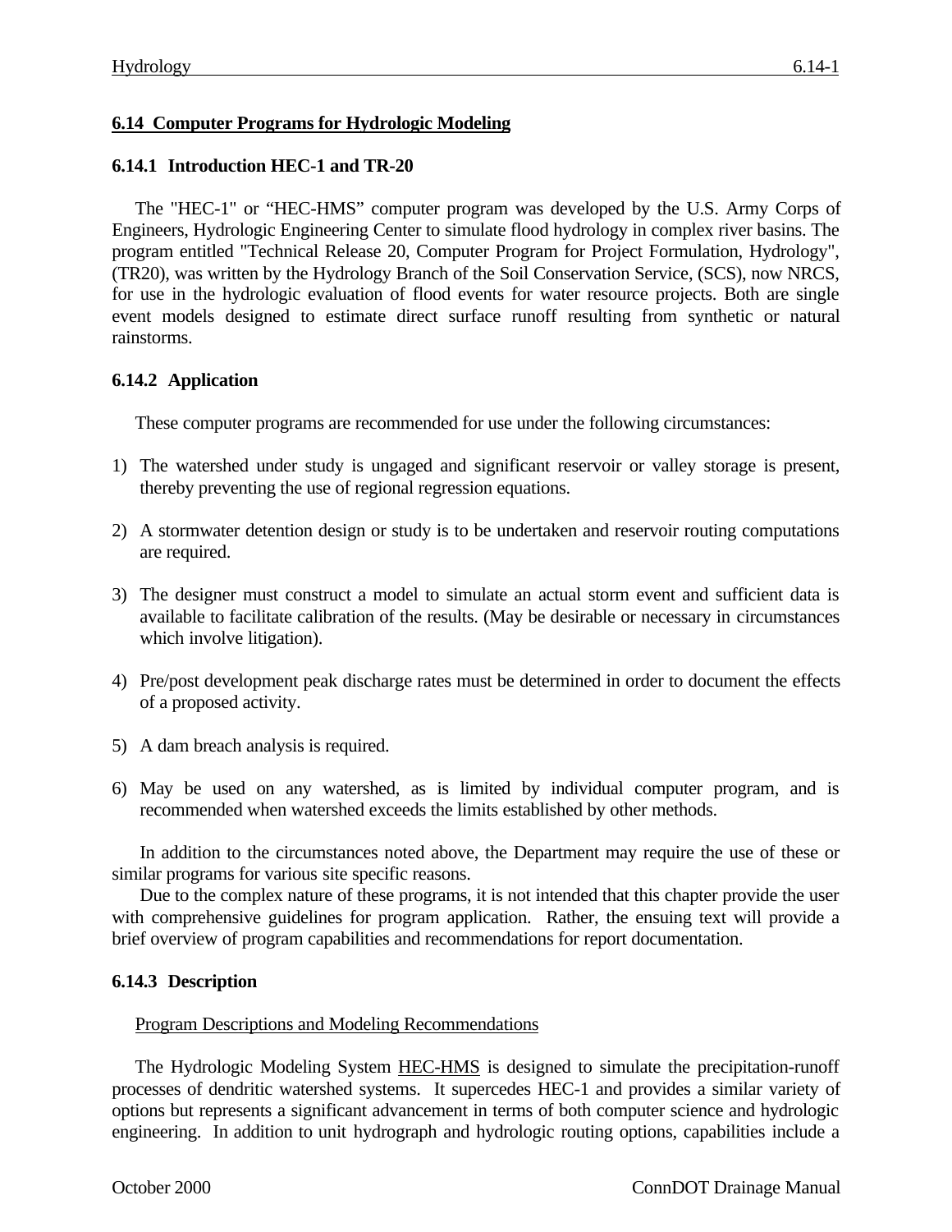## 6.14 Computer Programs for Hydrologic Modeling

### 6.14.1 Introduction HEC-1 and TR-20

The "HEC-1" or "HEC-HMS" computer program was developed by the U.S. Army Corps of Engineers, Hydrologic Engineering Center to simulate flood hydrology in complex river basins. The program entitled "Technical Release 20, Computer Program for Project Formulation, Hydrology", (TR20), was written by the Hydrology Branch of the Soil Conservation Service, (SCS), now NRCS, for use in the hydrologic evaluation of flood events for water resource projects. Both are single event models designed to estimate direct surface runoff resulting from synthetic or natural rainstorms.

### 6.14.2 Application

These computer programs are recommended for use under the following circumstances:

1) The watershed under study is ungaged and significant reservoir or valley storage is present, thereby preventing the use of regional regression equations.

2) A stormwater detention design or study is to be undertaken and reservoir routing computations are required.

3) The designer must construct a model to simulate an actual storm event and sufficient data is available to facilitate calibration of the results. (May be desirable or necessary in circumstances which involve litigation).

4) Pre/post development peak discharge rates must be determined in order to document the effects of a proposed activity.

5) A dam breach analysis is required.

6) May be used on any watershed, as is limited by individual computer program, and is recommended when watershed exceeds the limits established by other methods.

In addition to the circumstances noted above, the Department may require the use of these or similar programs for various site specific reasons.

Due to the complex nature of these programs, it is not intended that this chapter provide the user with comprehensive guidelines for program application. Rather, the ensuing text will provide a brief overview of program capabilities and recommendations for report documentation.

### 6.14.3 Description

Program Descriptions and Modeling Recommendations

The Hydrologic Modeling System HEC-HMS is designed to simulate the precipitation-runoff processes of dendritic watershed systems. It supercedes HEC-1 and provides a similar variety of options but represents a significant advancement in terms of both computer science and hydrologic engineering. In addition to unit hydrograph and hydrologic routing options, capabilities include a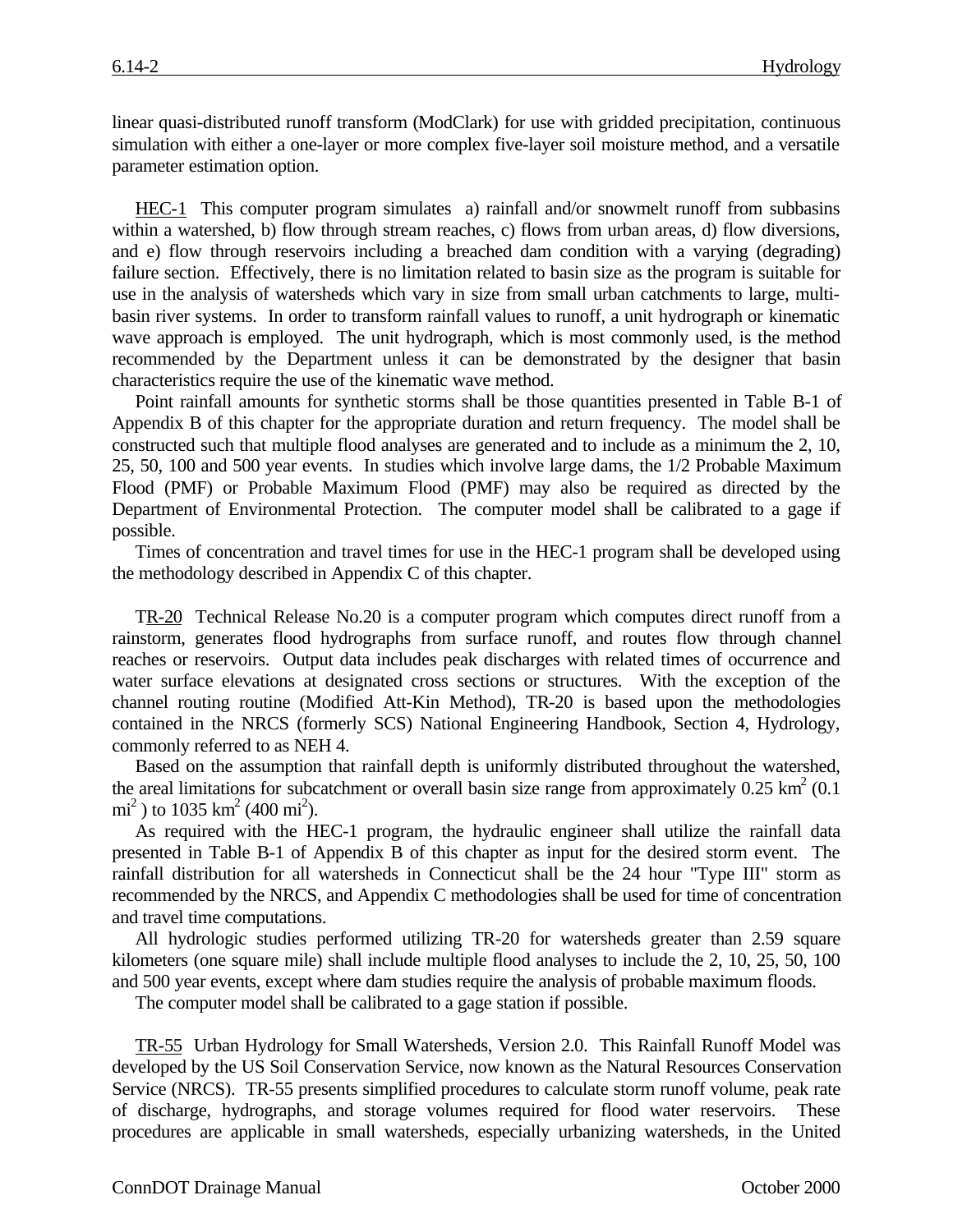linear quasi-distributed runoff transform (ModClark) for use with gridded precipitation, continuous simulation with either a one-layer or more complex five-layer soil moisture method, and a versatile parameter estimation option.

HEC-1 This computer program simulates a) rainfall and/or snowmelt runoff from subbasins within a watershed, b) flow through stream reaches, c) flows from urban areas, d) flow diversions, and e) flow through reservoirs including a breached dam condition with a varying (degrading) failure section. Effectively, there is no limitation related to basin size as the program is suitable for use in the analysis of watersheds which vary in size from small urban catchments to large, multi-basin river systems. In order to transform rainfall values to runoff, a unit hydrograph or kinematic wave approach is employed. The unit hydrograph, which is most commonly used, is the method recommended by the Department unless it can be demonstrated by the designer that basin characteristics require the use of the kinematic wave method.

Point rainfall amounts for synthetic storms shall be those quantities presented in Table B-1 of Appendix B of this chapter for the appropriate duration and return frequency. The model shall be constructed such that multiple flood analyses are generated and to include as a minimum the 2, 10, 25, 50, 100 and 500 year events. In studies which involve large dams, the 1/2 Probable Maximum Flood (PMF) or Probable Maximum Flood (PMF) may also be required as directed by the Department of Environmental Protection. The computer model shall be calibrated to a gage if possible.

Times of concentration and travel times for use in the HEC-1 program shall be developed using the methodology described in Appendix C of this chapter.

TR-20 Technical Release No.20 is a computer program which computes direct runoff from a rainstorm, generates flood hydrographs from surface runoff, and routes flow through channel reaches or reservoirs. Output data includes peak discharges with related times of occurrence and water surface elevations at designated cross sections or structures. With the exception of the channel routing routine (Modified Att-Kin Method), TR-20 is based upon the methodologies contained in the NRCS (formerly SCS) National Engineering Handbook, Section 4, Hydrology, commonly referred to as NEH 4.

Based on the assumption that rainfall depth is uniformly distributed throughout the watershed, the areal limitations for subcatchment or overall basin size range from approximately 0.25 $km^2$ (0.1 $mi^2$) to 1035 $km^2$ (400 $mi^2$).

As required with the HEC-1 program, the hydraulic engineer shall utilize the rainfall data presented in Table B-1 of Appendix B of this chapter as input for the desired storm event. The rainfall distribution for all watersheds in Connecticut shall be the 24 hour "Type III" storm as recommended by the NRCS, and Appendix C methodologies shall be used for time of concentration and travel time computations.

All hydrologic studies performed utilizing TR-20 for watersheds greater than 2.59 square kilometers (one square mile) shall include multiple flood analyses to include the 2, 10, 25, 50, 100 and 500 year events, except where dam studies require the analysis of probable maximum floods.

The computer model shall be calibrated to a gage station if possible.

TR-55 Urban Hydrology for Small Watersheds, Version 2.0. This Rainfall Runoff Model was developed by the US Soil Conservation Service, now known as the Natural Resources Conservation Service (NRCS). TR-55 presents simplified procedures to calculate storm runoff volume, peak rate of discharge, hydrographs, and storage volumes required for flood water reservoirs. These procedures are applicable in small watersheds, especially urbanizing watersheds, in the United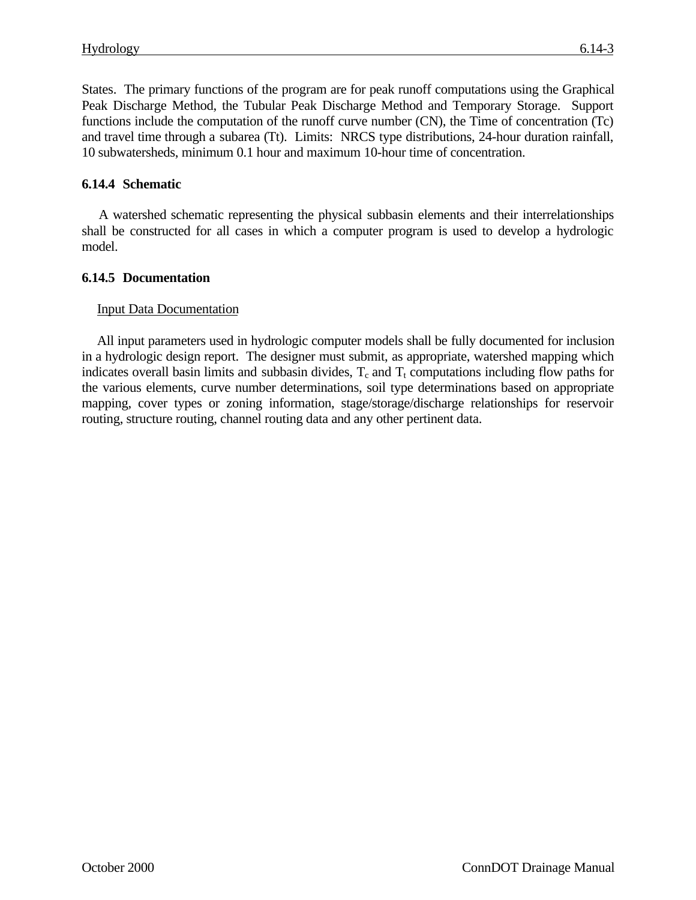States. The primary functions of the program are for peak runoff computations using the Graphical Peak Discharge Method, the Tubular Peak Discharge Method and Temporary Storage. Support functions include the computation of the runoff curve number (CN), the Time of concentration (Tc) and travel time through a subarea (Tt). Limits: NRCS type distributions, 24-hour duration rainfall, 10 subwatersheds, minimum 0.1 hour and maximum 10-hour time of concentration.

### 6.14.4 Schematic

A watershed schematic representing the physical subbasin elements and their interrelationships shall be constructed for all cases in which a computer program is used to develop a hydrologic model.

### 6.14.5 Documentation

Input Data Documentation

All input parameters used in hydrologic computer models shall be fully documented for inclusion in a hydrologic design report. The designer must submit, as appropriate, watershed mapping which indicates overall basin limits and subbasin divides, $T_c$ and $T_t$ computations including flow paths for the various elements, curve number determinations, soil type determinations based on appropriate mapping, cover types or zoning information, stage/storage/discharge relationships for reservoir routing, structure routing, channel routing data and any other pertinent data.